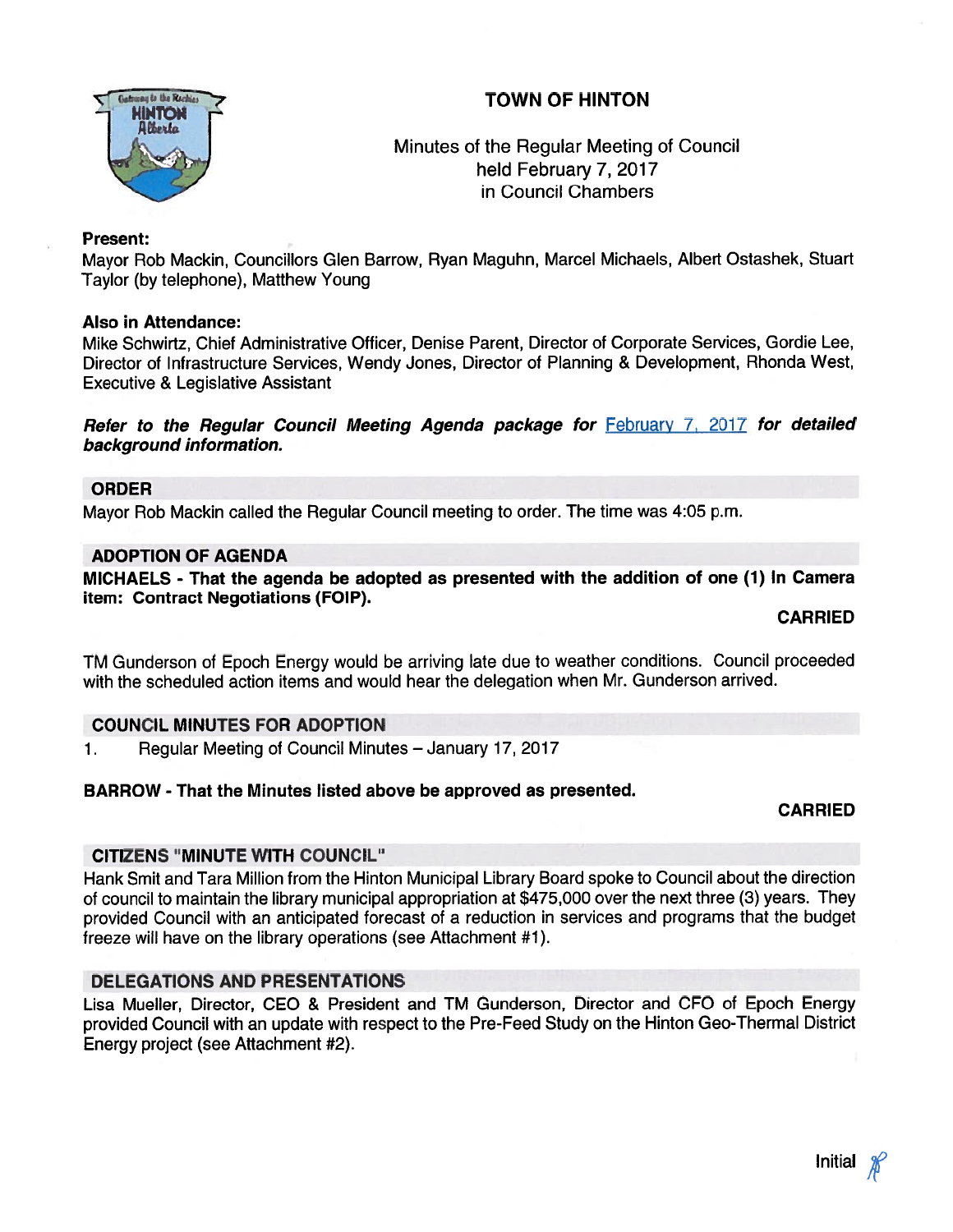# TOWN OF HINTON

Minutes of the Regular Meeting of Council
held February 7, 2017
in Council Chambers

**Present:**
Mayor Rob Mackin, Councillors Glen Barrow, Ryan Maguhn, Marcel Michaels, Albert Ostashek, Stuart Taylor (by telephone), Matthew Young

**Also in Attendance:**
Mike Schwirtz, Chief Administrative Officer, Denise Parent, Director of Corporate Services, Gordie Lee, Director of Infrastructure Services, Wendy Jones, Director of Planning & Development, Rhonda West, Executive & Legislative Assistant

***Refer to the Regular Council Meeting Agenda package for February 7, 2017 for detailed background information.***

## ORDER

Mayor Rob Mackin called the Regular Council meeting to order. The time was 4:05 p.m.

## ADOPTION OF AGENDA

**MICHAELS - That the agenda be adopted as presented with the addition of one (1) In Camera item: Contract Negotiations (FOIP).**

**CARRIED**

TM Gunderson of Epoch Energy would be arriving late due to weather conditions. Council proceeded with the scheduled action items and would hear the delegation when Mr. Gunderson arrived.

## COUNCIL MINUTES FOR ADOPTION

1. Regular Meeting of Council Minutes – January 17, 2017

**BARROW - That the Minutes listed above be approved as presented.**

**CARRIED**

## CITIZENS "MINUTE WITH COUNCIL"

Hank Smit and Tara Million from the Hinton Municipal Library Board spoke to Council about the direction of council to maintain the library municipal appropriation at $475,000 over the next three (3) years. They provided Council with an anticipated forecast of a reduction in services and programs that the budget freeze will have on the library operations (see Attachment #1).

## DELEGATIONS AND PRESENTATIONS

Lisa Mueller, Director, CEO & President and TM Gunderson, Director and CFO of Epoch Energy provided Council with an update with respect to the Pre-Feed Study on the Hinton Geo-Thermal District Energy project (see Attachment #2).

Initial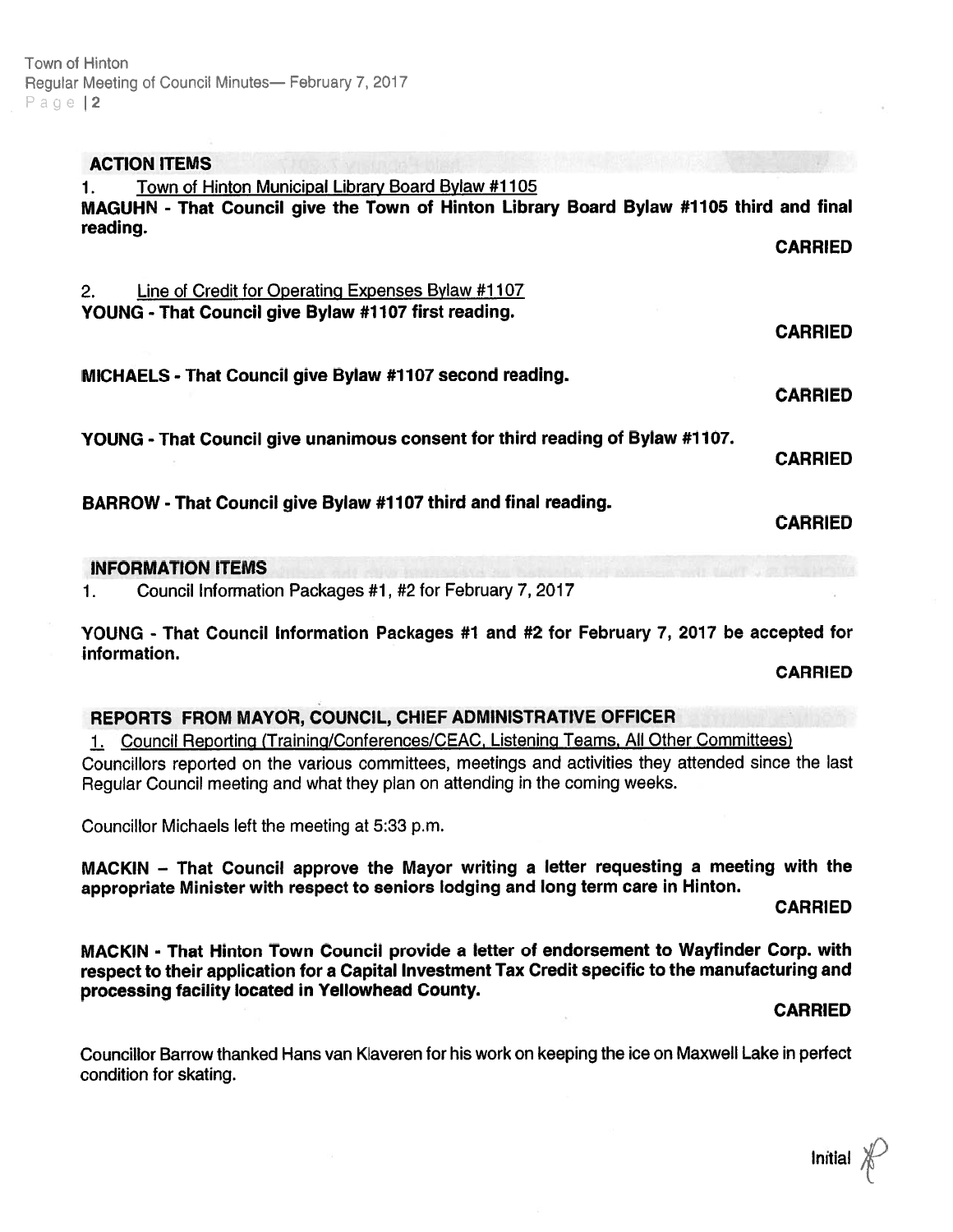## ACTION ITEMS

1. Town of Hinton Municipal Library Board Bylaw #1105

**MAGUHN - That Council give the Town of Hinton Library Board Bylaw #1105 third and final reading.**

**CARRIED**

2. Line of Credit for Operating Expenses Bylaw #1107

**YOUNG - That Council give Bylaw #1107 first reading.**

**CARRIED**

**MICHAELS - That Council give Bylaw #1107 second reading.**

**CARRIED**

**YOUNG - That Council give unanimous consent for third reading of Bylaw #1107.**

**CARRIED**

**BARROW - That Council give Bylaw #1107 third and final reading.**

**CARRIED**

## INFORMATION ITEMS

1. Council Information Packages #1, #2 for February 7, 2017

**YOUNG - That Council Information Packages #1 and #2 for February 7, 2017 be accepted for information.**

**CARRIED**

## REPORTS FROM MAYOR, COUNCIL, CHIEF ADMINISTRATIVE OFFICER

1. Council Reporting (Training/Conferences/CEAC, Listening Teams, All Other Committees)

Councillors reported on the various committees, meetings and activities they attended since the last Regular Council meeting and what they plan on attending in the coming weeks.

Councillor Michaels left the meeting at 5:33 p.m.

**MACKIN – That Council approve the Mayor writing a letter requesting a meeting with the appropriate Minister with respect to seniors lodging and long term care in Hinton.**

**CARRIED**

**MACKIN - That Hinton Town Council provide a letter of endorsement to Wayfinder Corp. with respect to their application for a Capital Investment Tax Credit specific to the manufacturing and processing facility located in Yellowhead County.**

**CARRIED**

Councillor Barrow thanked Hans van Klaveren for his work on keeping the ice on Maxwell Lake in perfect condition for skating.

Initial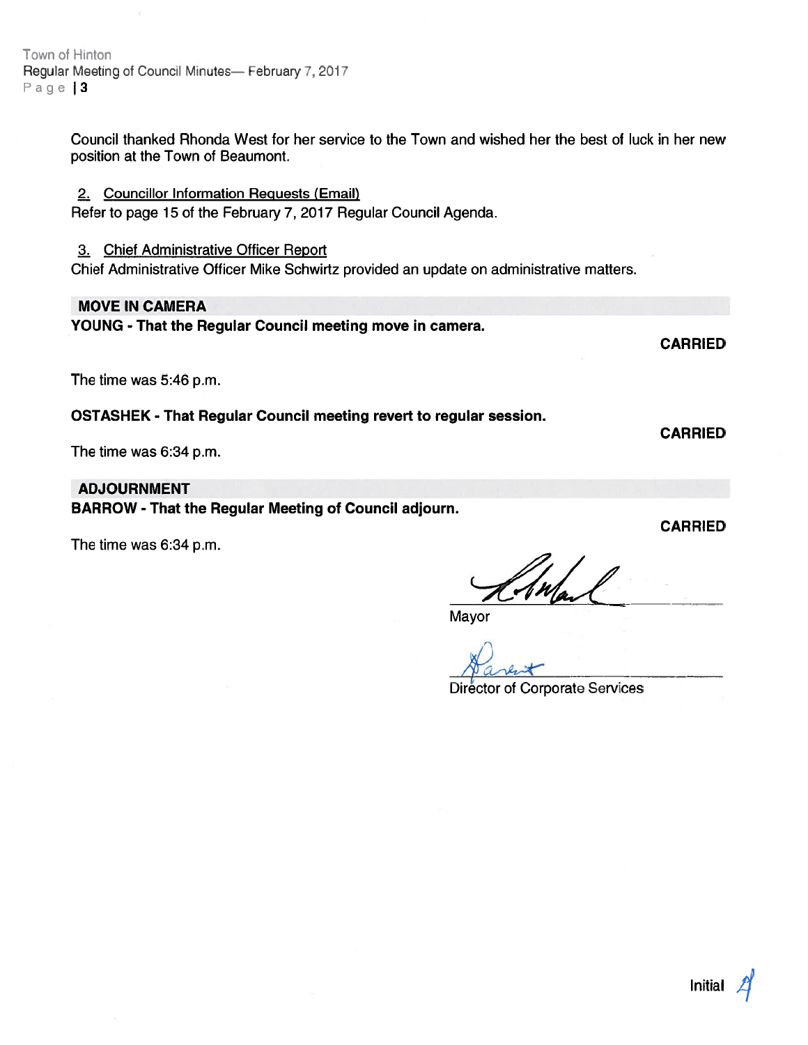Council thanked Rhonda West for her service to the Town and wished her the best of luck in her new position at the Town of Beaumont.

2. Councillor Information Requests (Email)

Refer to page 15 of the February 7, 2017 Regular Council Agenda.

3. Chief Administrative Officer Report

Chief Administrative Officer Mike Schwirtz provided an update on administrative matters.

## MOVE IN CAMERA

**YOUNG - That the Regular Council meeting move in camera.**

**CARRIED**

The time was 5:46 p.m.

**OSTASHEK - That Regular Council meeting revert to regular session.**

**CARRIED**

The time was 6:34 p.m.

## ADJOURNMENT

**BARROW - That the Regular Meeting of Council adjourn.**

**CARRIED**

The time was 6:34 p.m.

Mayor

Director of Corporate Services

Initial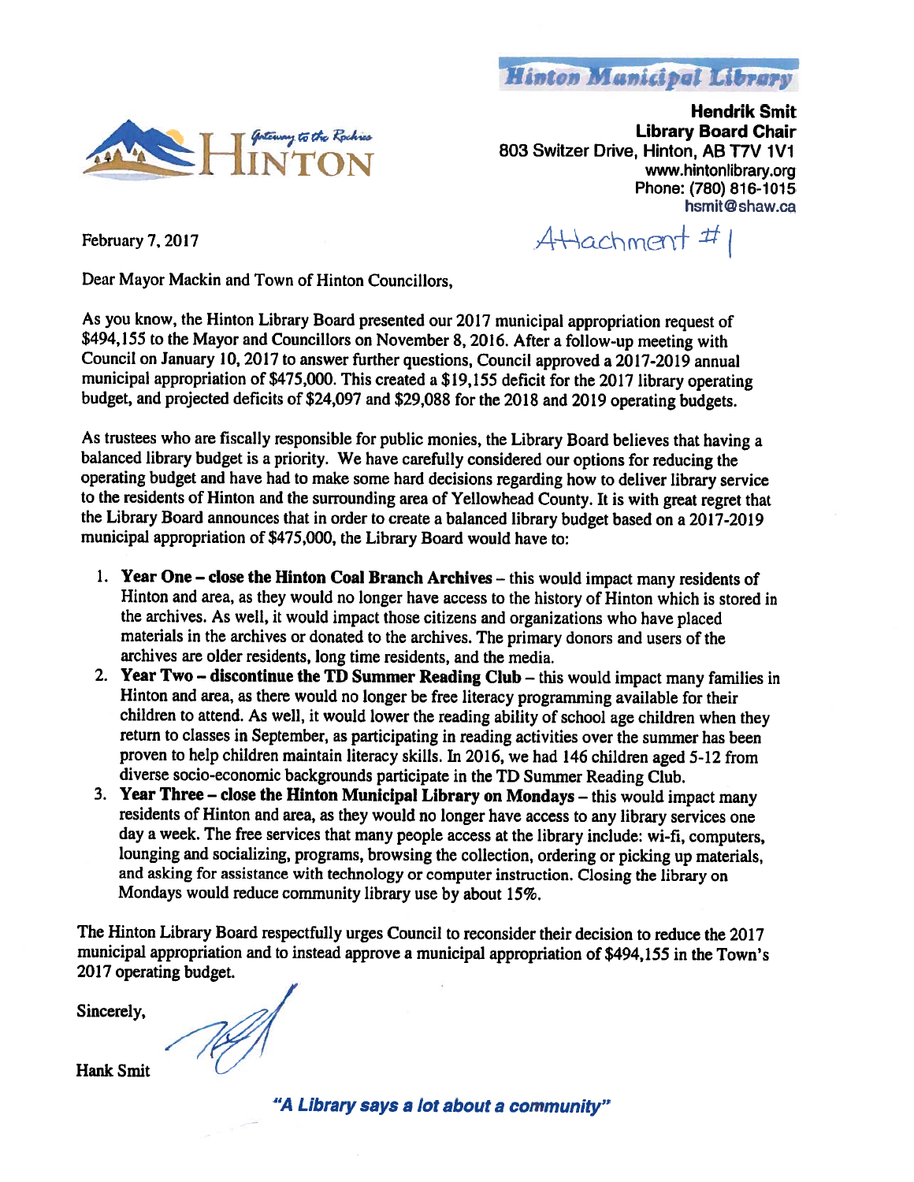Hinton Municipal Library

HINTON — Gateway to the Rockies

**Hendrik Smit**
**Library Board Chair**
803 Switzer Drive, Hinton, AB T7V 1V1
www.hintonlibrary.org
Phone: (780) 816-1015
hsmit@shaw.ca

Attachment #1

February 7, 2017

Dear Mayor Mackin and Town of Hinton Councillors,

As you know, the Hinton Library Board presented our 2017 municipal appropriation request of $494,155 to the Mayor and Councillors on November 8, 2016. After a follow-up meeting with Council on January 10, 2017 to answer further questions, Council approved a 2017-2019 annual municipal appropriation of $475,000. This created a $19,155 deficit for the 2017 library operating budget, and projected deficits of $24,097 and $29,088 for the 2018 and 2019 operating budgets.

As trustees who are fiscally responsible for public monies, the Library Board believes that having a balanced library budget is a priority. We have carefully considered our options for reducing the operating budget and have had to make some hard decisions regarding how to deliver library service to the residents of Hinton and the surrounding area of Yellowhead County. It is with great regret that the Library Board announces that in order to create a balanced library budget based on a 2017-2019 municipal appropriation of $475,000, the Library Board would have to:

1. **Year One – close the Hinton Coal Branch Archives** – this would impact many residents of Hinton and area, as they would no longer have access to the history of Hinton which is stored in the archives. As well, it would impact those citizens and organizations who have placed materials in the archives or donated to the archives. The primary donors and users of the archives are older residents, long time residents, and the media.
2. **Year Two – discontinue the TD Summer Reading Club** – this would impact many families in Hinton and area, as there would no longer be free literacy programming available for their children to attend. As well, it would lower the reading ability of school age children when they return to classes in September, as participating in reading activities over the summer has been proven to help children maintain literacy skills. In 2016, we had 146 children aged 5-12 from diverse socio-economic backgrounds participate in the TD Summer Reading Club.
3. **Year Three – close the Hinton Municipal Library on Mondays** – this would impact many residents of Hinton and area, as they would no longer have access to any library services one day a week. The free services that many people access at the library include: wi-fi, computers, lounging and socializing, programs, browsing the collection, ordering or picking up materials, and asking for assistance with technology or computer instruction. Closing the library on Mondays would reduce community library use by about 15%.

The Hinton Library Board respectfully urges Council to reconsider their decision to reduce the 2017 municipal appropriation and to instead approve a municipal appropriation of $494,155 in the Town's 2017 operating budget.

Sincerely,

Hank Smit

***"A Library says a lot about a community"***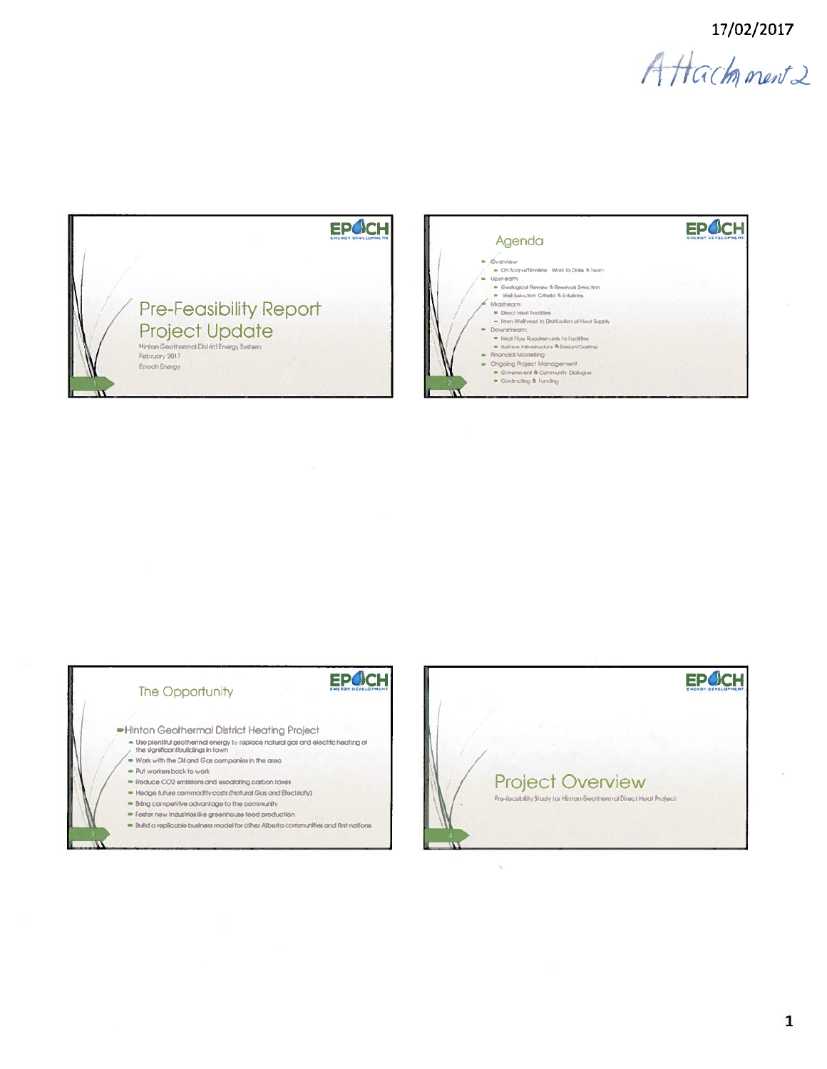17/02/2017

Attachment 2

## Pre-Feasibility Report Project Update

Hinton Geothermal District Energy System
February 2017
Epoch Energy

## Agenda

- Overview
  - On Scope/Timeline Work to Date & Team
- Upstream
  - Geological Review & Reservoir Selection
  - Well Selection Criteria & Solutions
- Midstream
  - Direct Heat Facilities
  - From Wellhead to Distribution of Heat Supply
- Downstream
  - Heat Flow Requirements to Facilities
  - Surface Infrastructure & Design/Costing
- Financial Modelling
- Ongoing Project Management
  - Government & Community Dialogue
  - Contracting & Funding

## The Opportunity

- Hinton Geothermal District Heating Project
  - Use plentiful geothermal energy to replace natural gas and electric heating of the significant buildings in town
  - Work with the Oil and Gas companies in the area
  - Put workers back to work
  - Reduce CO2 emissions and escalating carbon taxes
  - Hedge future commodity costs (Natural Gas and Electricity)
  - Bring competitive advantage to the community
  - Foster new industries like greenhouse food production
  - Build a replicable business model for other Alberta communities and first nations

## Project Overview

Pre-feasibility Study for Hinton Geothermal Direct Heat Project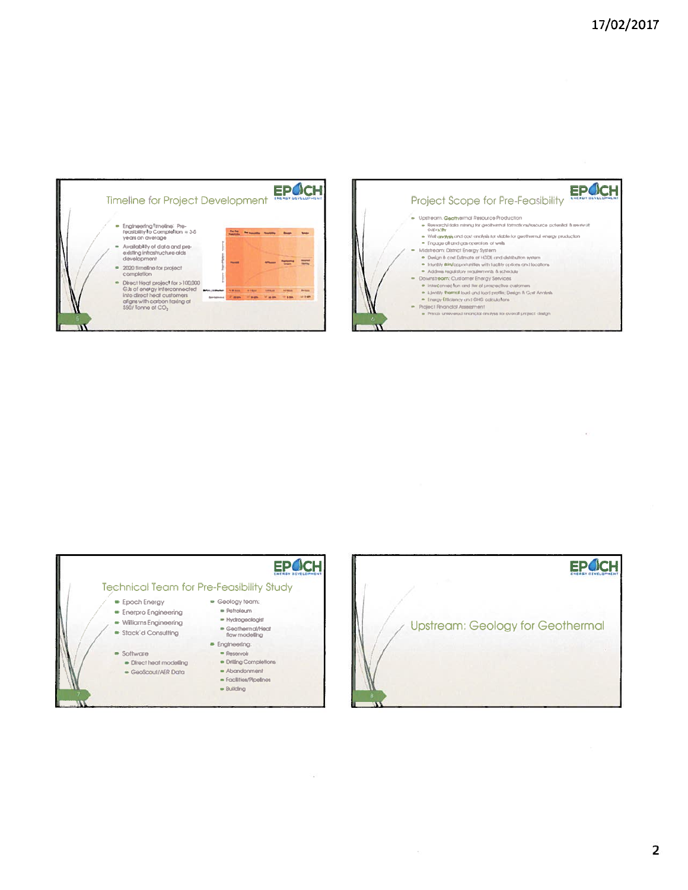## Timeline for Project Development

- Engineering timeline: Pre-feasibility to Completion ≈ 3-5 years on average
- Availability of data and pre-existing infrastructure aids development
- 2020 timeline for project completion
- Direct Heat project for >100,000 GJs of energy interconnected into direct heat customers aligns with carbon taxing at \$50/ Tonne of $CO_2$

## Project Scope for Pre-Feasibility

- Upstream: Geothermal Resource Production
  - Research/data mining for geothermal formations/resource potential & reservoir capacity
  - Well analysis and cost analysis for viable for geothermal energy production
  - Engage oil and gas operators of wells
- Midstream: District Energy System
  - Design & cost Estimate of HSDE and distribution system
  - Identify risk/opportunities with facility options and locations
  - Address regulatory requirements & schedule
- Downstream: Customer Energy Services
  - Interconnection and list of prospective customers
  - Identify thermal load and load profile; Design & Cost Analysis
  - Energy Efficiency and GHG calculations
- Project Financial Assessment
  - Pretax unlevered financial analysis for overall project design

## Technical Team for Pre-Feasibility Study

- Epoch Energy
- Enerpro Engineering
- Williams Engineering
- Stack'd Consulting
- Software
  - Direct heat modelling
  - GeoScout/AER Data
- Geology team:
  - Petroleum
  - Hydrogeologist
  - Geothermal/Heat flow modelling
- Engineering:
  - Reservoir
  - Drilling Completions
  - Abandonment
  - Facilities/Pipelines
  - Building

## Upstream: Geology for Geothermal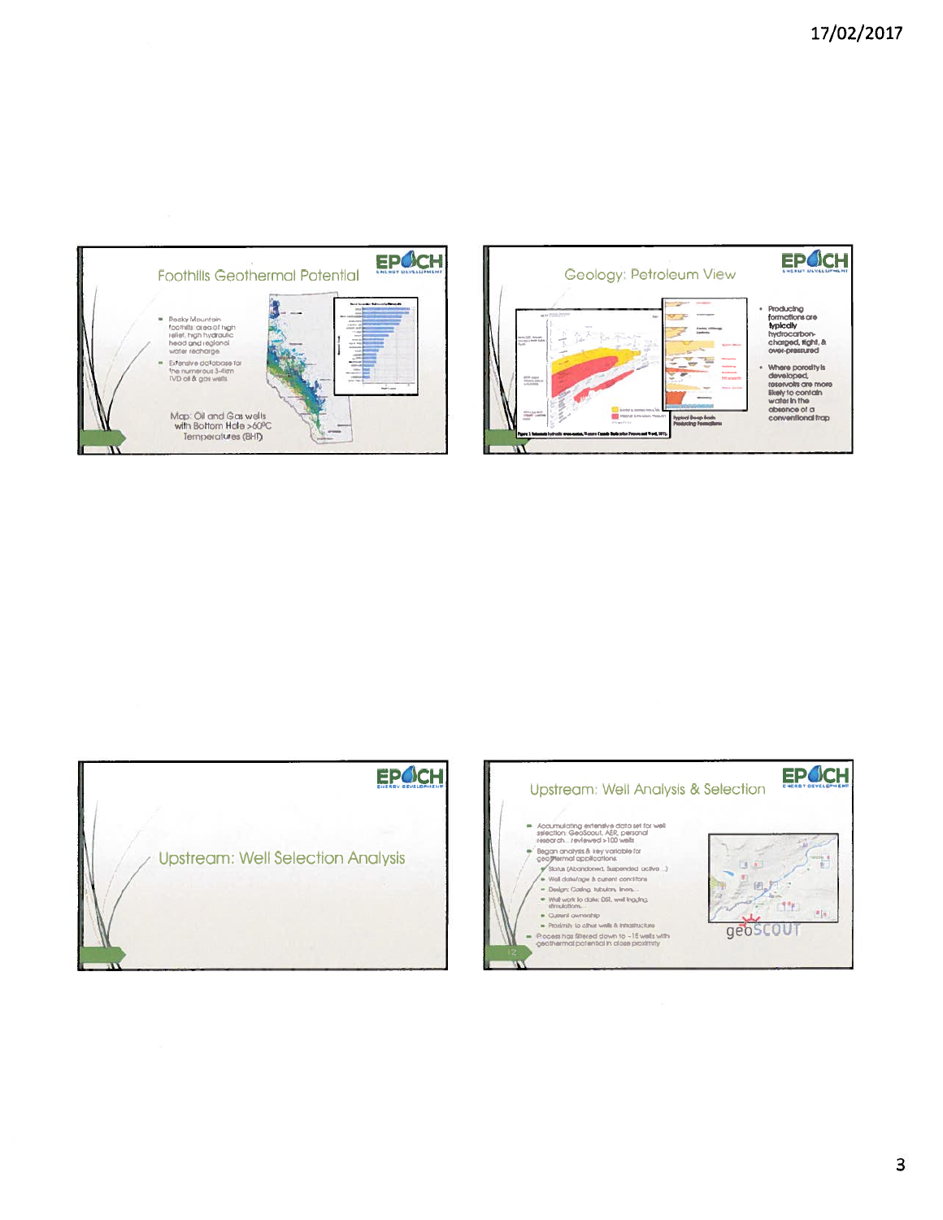## Foothills Geothermal Potential

- Rocky Mountain foothills: area of high relief, high hydraulic head and regional water recharge
- Extensive database for the numerous 3-4km TVD oil & gas wells

Map: Oil and Gas wells with Bottom Hole >60°C Temperatures (BHT)

## Geology: Petroleum View

- Producing formations are typically hydrocarbon-charged, tight, & over-pressured
- Where porosity is developed, reservoirs are more likely to contain water in the absence of a conventional trap

## Upstream: Well Selection Analysis

## Upstream: Well Analysis & Selection

- Accumulating extensive data set for well selection: GeoScout, AER, personal research… reviewed >100 wells
- Began analysis & key variable for geothermal applications
  - Status (Abandoned, Suspended, active…)
  - Well date/age & current conditions
  - Design: Casing, tubulars, liners…
  - Well work to date: DST, well logging, stimulations…
  - Current ownership
  - Proximity to other wells & infrastructure
- Process has filtered down to ~15 wells with geothermal potential in close proximity

geoSCOUT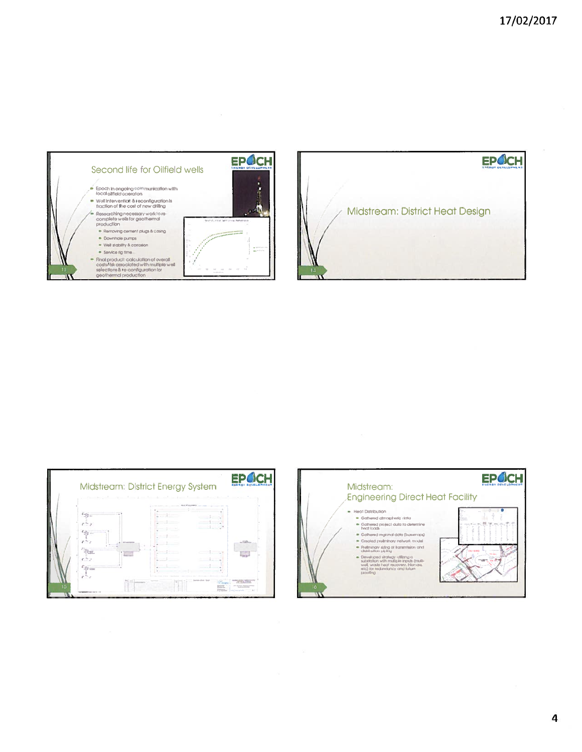## Second life for Oilfield wells

- Epoch in ongoing communication with local oilfield operators
- Well intervention & reconfiguration is fraction of the cost of new drilling
- Researching necessary work to re-complete wells for geothermal production
  - Removing cement plugs & casing
  - Downhole pumps
  - Well stability & corrosion
  - Service rig time
- Final product: calculation of overall costs/risk associated with multiple well selections & re-configuration for geothermal production

## Midstream: District Heat Design

## Midstream: District Energy System

## Midstream: Engineering Direct Heat Facility

- Heat Distribution
  - Gathered atmospheric data
  - Gathered project data to determine heat loads
  - Gathered regional data (basemaps)
  - Created preliminary network model
  - Preliminary sizing of transmission and distribution piping
  - Developed strategy utilizing a substation with multiple inputs (multi-well, waste heat recovery, biomass, etc) for redundancy and future proofing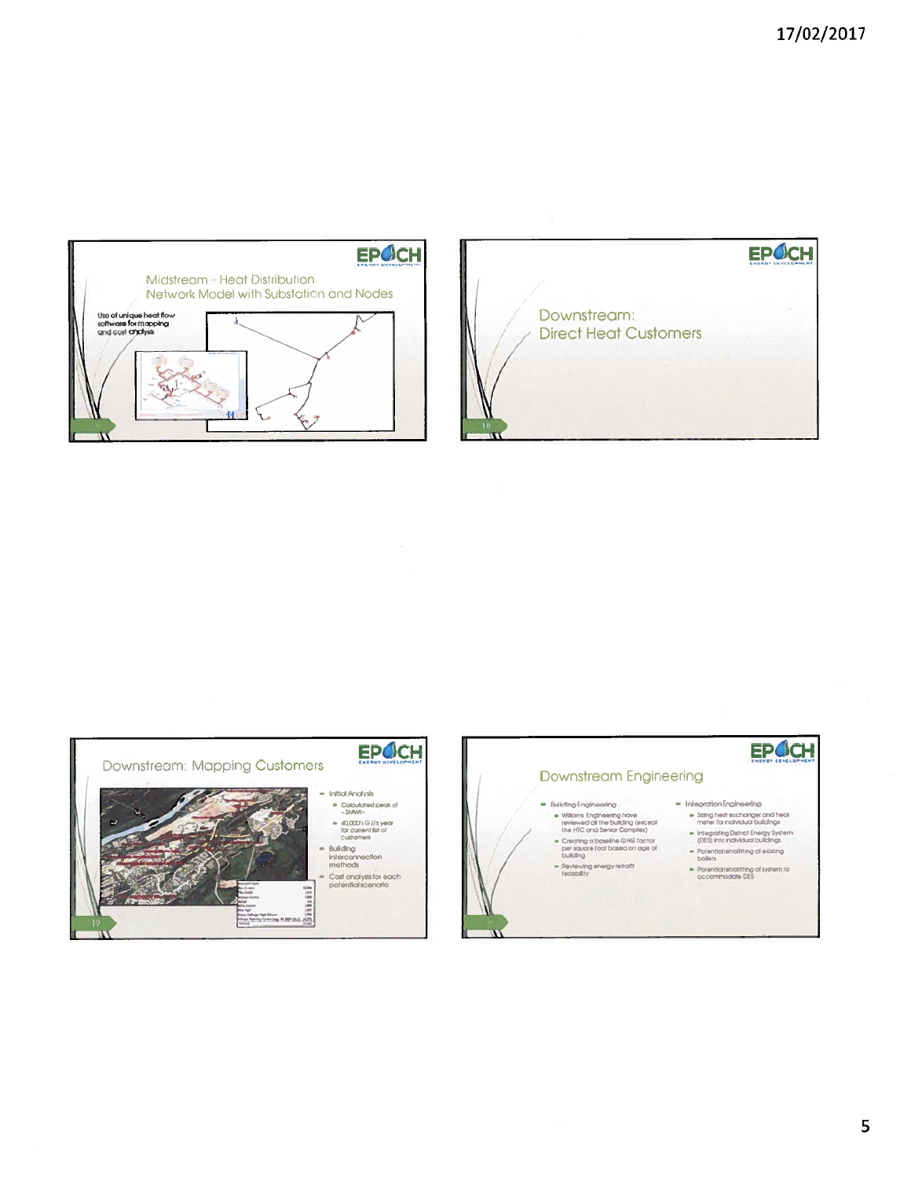## Midstream – Heat Distribution Network Model with Substation and Nodes

Use of unique heat flow software for mapping and cost analysis

## Downstream: Direct Heat Customers

## Downstream: Mapping Customers

- Initial Analysis
  - Calculated peak of ~3MWh
  - 40,000's GJ/s year for current list of customers
- Building interconnection methods
- Cost analysis for each potential scenario

## Downstream Engineering

- Building Engineering
  - Williams Engineering have reviewed all the building (except the HTC and Senior Complex)
  - Creating a baseline GHG factor per square foot based on age of building
  - Reviewing energy retrofit feasibility
- Integration Engineering
  - Sizing heat exchanger and heat meter for individual buildings
  - Integrating District Energy System (DES) into individual buildings
  - Potential retrofitting of existing boilers
  - Potential retrofitting of system to accommodate DES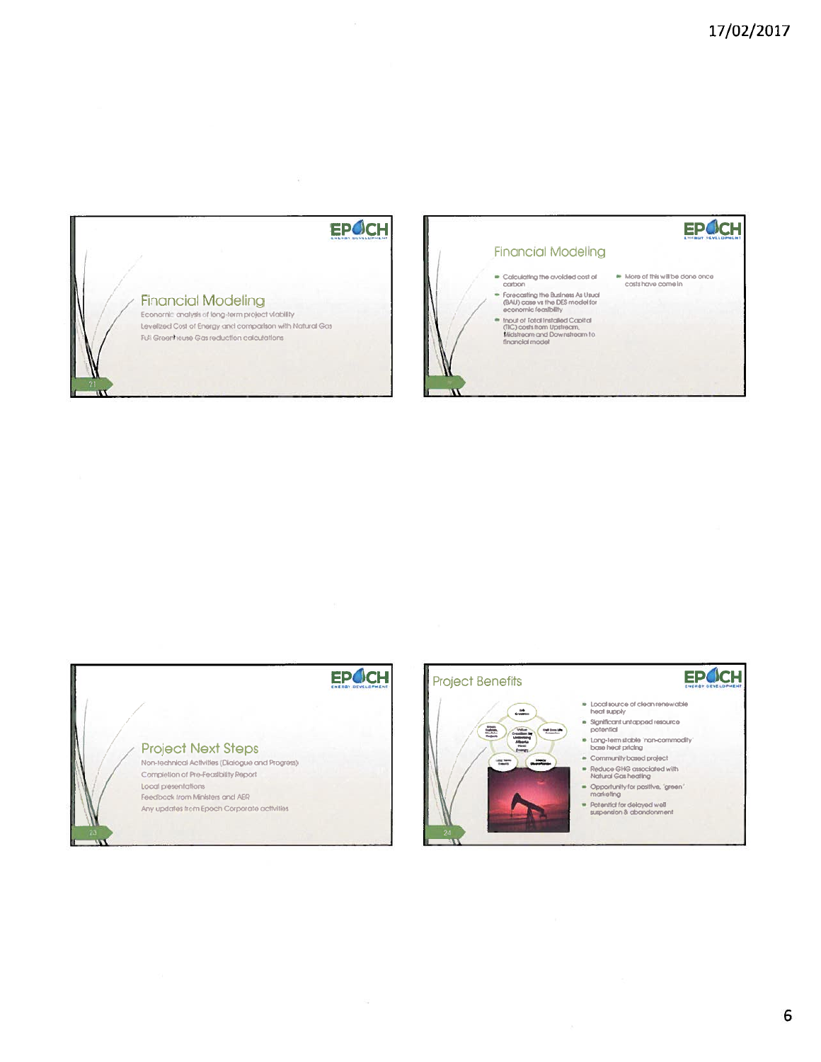## Financial Modeling

Economic analysis of long-term project viability

Levelized Cost of Energy and comparison with Natural Gas

Full Greenhouse Gas reduction calculations

## Financial Modeling

- Calculating the avoided cost of carbon
- Forecasting the Business As Usual (BAU) case vs the DES model for economic feasibility
- Input of Total Installed Capital (TIC) costs from Upstream, Midstream and Downstream to financial model
- More of this will be done once costs have come in

## Project Next Steps

Non-technical Activities (Dialogue and Progress)

Completion of Pre-Feasibility Report

Local presentations

Feedback from Ministers and AER

Any updates from Epoch Corporate activities

## Project Benefits

- Local source of clean renewable heat supply
- Significant untapped resource potential
- Long-term stable 'non-commodity' base heat pricing
- Community based project
- Reduce GHG associated with Natural Gas heating
- Opportunity for positive, 'green' marketing
- Potential for delayed well suspension & abandonment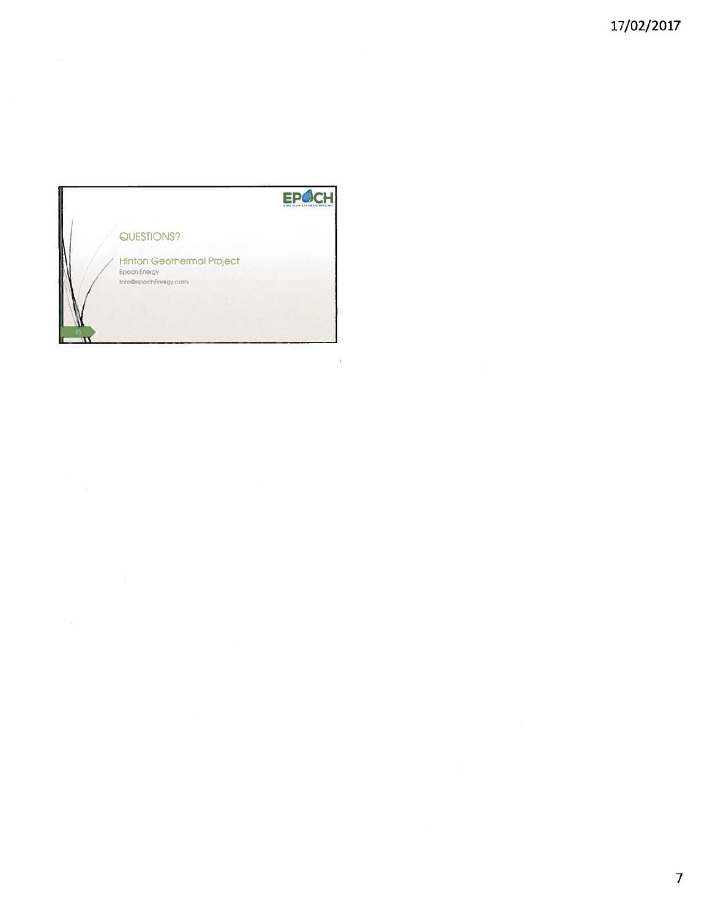EPOCH

ENERGY DEVELOPMENT

QUESTIONS?

Hinton Geothermal Project

Epoch Energy

Info@epochEnergy.com

25